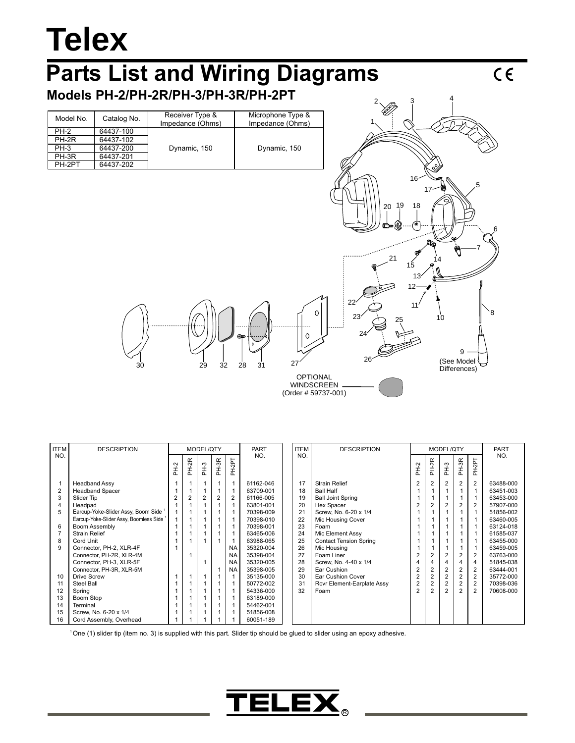# Telex

# Parts List and Wiring Diagrams

CE

## Models PH-2/PH-2R/PH-3/PH-3R/PH-2PT

| Model No. | Catalog No. | Receiver Type & Impedance (Ohms) | Microphone Type & Impedance (Ohms) |
|---|---|---|---|
| PH-2 | 64437-100 | Dynamic, 150 | Dynamic, 150 |
| PH-2R | 64437-102 | | |
| PH-3 | 64437-200 | | |
| PH-3R | 64437-201 | | |
| PH-2PT | 64437-202 | | |

OPTIONAL WINDSCREEN (Order # 59737-001)

9 (See Model Differences)

| ITEM NO. | DESCRIPTION | PH-2 | PH-2R | PH-3 | PH-3R | PH-2PT | PART NO. |
|---|---|---|---|---|---|---|---|
| 1 | Headband Assy | 1 | 1 | 1 | 1 | 1 | 61162-046 |
| 2 | Headband Spacer | 1 | 1 | 1 | 1 | 1 | 63709-001 |
| 3 | Slider Tip | 2 | 2 | 2 | 2 | 2 | 61166-005 |
| 4 | Headpad | 1 | 1 | 1 | 1 | 1 | 63801-001 |
| 5 | Earcup-Yoke-Slider Assy, Boom Side [1] | 1 | 1 | 1 | 1 | 1 | 70398-009 |
| | Earcup-Yoke-Slider Assy, Boomless Side [1] | 1 | 1 | 1 | 1 | 1 | 70398-010 |
| 6 | Boom Assembly | 1 | 1 | 1 | 1 | 1 | 70398-001 |
| 7 | Strain Relief | 1 | 1 | 1 | 1 | 1 | 63465-006 |
| 8 | Cord Unit | 1 | 1 | 1 | 1 | 1 | 63988-065 |
| 9 | Connector, PH-2, XLR-4F | 1 | | | | NA | 35320-004 |
| | Connector, PH-2R, XLR-4M | | 1 | | | NA | 35398-004 |
| | Connector, PH-3, XLR-5F | | | 1 | | NA | 35320-005 |
| | Connector, PH-3R, XLR-5M | | | | 1 | NA | 35398-005 |
| 10 | Drive Screw | 1 | 1 | 1 | 1 | 1 | 35135-000 |
| 11 | Steel Ball | 1 | 1 | 1 | 1 | 1 | 50772-002 |
| 12 | Spring | 1 | 1 | 1 | 1 | 1 | 54336-000 |
| 13 | Boom Stop | 1 | 1 | 1 | 1 | 1 | 63189-000 |
| 14 | Terminal | 1 | 1 | 1 | 1 | 1 | 54462-001 |
| 15 | Screw, No. 6-20 x 1/4 | 1 | 1 | 1 | 1 | 1 | 51856-008 |
| 16 | Cord Assembly, Overhead | 1 | 1 | 1 | 1 | 1 | 60051-189 |
| 17 | Strain Relief | 2 | 2 | 2 | 2 | 2 | 63488-000 |
| 18 | Ball Half | 1 | 1 | 1 | 1 | 1 | 63451-003 |
| 19 | Ball Joint Spring | 1 | 1 | 1 | 1 | 1 | 63453-000 |
| 20 | Hex Spacer | 2 | 2 | 2 | 2 | 2 | 57907-000 |
| 21 | Screw, No. 6-20 x 1/4 | 1 | 1 | 1 | 1 | 1 | 51856-002 |
| 22 | Mic Housing Cover | 1 | 1 | 1 | 1 | 1 | 63460-005 |
| 23 | Foam | 1 | 1 | 1 | 1 | 1 | 63124-018 |
| 24 | Mic Element Assy | 1 | 1 | 1 | 1 | 1 | 61585-037 |
| 25 | Contact Tension Spring | 1 | 1 | 1 | 1 | 1 | 63455-000 |
| 26 | Mic Housing | 1 | 1 | 1 | 1 | 1 | 63459-005 |
| 27 | Foam Liner | 2 | 2 | 2 | 2 | 2 | 63763-000 |
| 28 | Screw, No. 4-40 x 1/4 | 4 | 4 | 4 | 4 | 4 | 51845-038 |
| 29 | Ear Cushion | 2 | 2 | 2 | 2 | 2 | 63444-001 |
| 30 | Ear Cushion Cover | 2 | 2 | 2 | 2 | 2 | 35772-000 |
| 31 | Rcvr Element-Earplate Assy | 2 | 2 | 2 | 2 | 2 | 70398-036 |
| 32 | Foam | 2 | 2 | 2 | 2 | 2 | 70608-000 |

[1] One (1) slider tip (item no. 3) is supplied with this part. Slider tip should be glued to slider using an epoxy adhesive.

TELEX®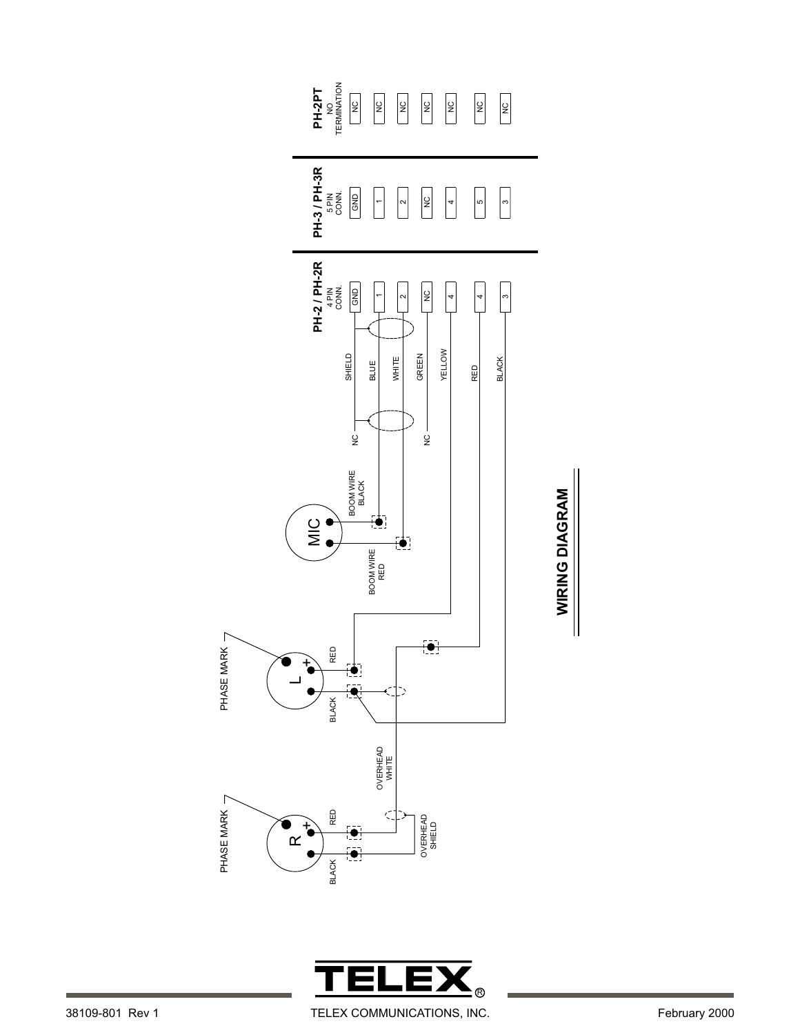WIRING DIAGRAM

PHASE MARK

PHASE MARK

R +

L +

MIC

RED

BLACK

RED

BLACK

OVERHEAD WHITE

OVERHEAD SHIELD

BOOM WIRE BLACK

BOOM WIRE RED

NC

NC

SHIELD

BLUE

WHITE

GREEN

YELLOW

RED

BLACK

| PH-2 / PH-2R 4 PIN CONN. | PH-3 / PH-3R 5 PIN CONN. | PH-2PT NO TERMINATION |
|---|---|---|
| GND | GND | NC |
| 1 | 1 | NC |
| 2 | 2 | NC |
| NC | NC | NC |
| 4 | 4 | NC |
| 4 | 5 | NC |
| 3 | 3 | NC |

TELEX®

38109-801 Rev 1

TELEX COMMUNICATIONS, INC.

February 2000